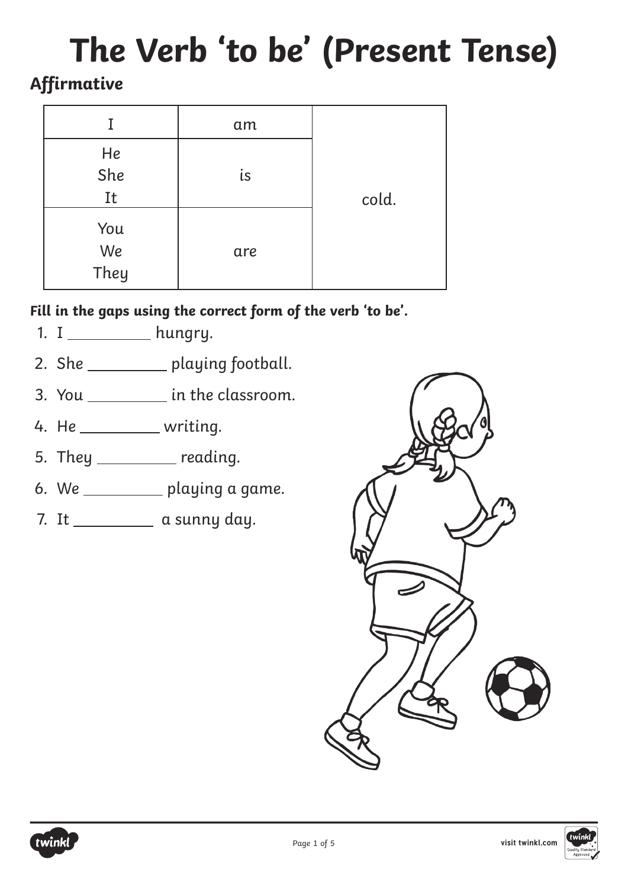# The Verb 'to be' (Present Tense)

## Affirmative

| | | |
|---|---|---|
| I | am | cold. |
| He<br>She<br>It | is | |
| You<br>We<br>They | are | |

**Fill in the gaps using the correct form of the verb 'to be'.**

1. I __________ hungry.
2. She __________ playing football.
3. You __________ in the classroom.
4. He __________ writing.
5. They __________ reading.
6. We __________ playing a game.
7. It __________ a sunny day.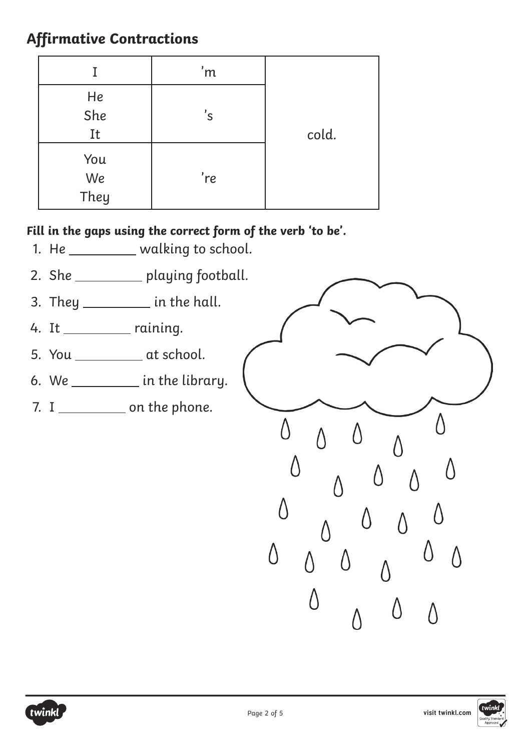## Affirmative Contractions

| I | 'm | cold. |
|---|---|---|
| He<br>She<br>It | 's | |
| You<br>We<br>They | 're | |

**Fill in the gaps using the correct form of the verb 'to be'.**

1. He __________ walking to school.
2. She __________ playing football.
3. They __________ in the hall.
4. It __________ raining.
5. You __________ at school.
6. We __________ in the library.
7. I __________ on the phone.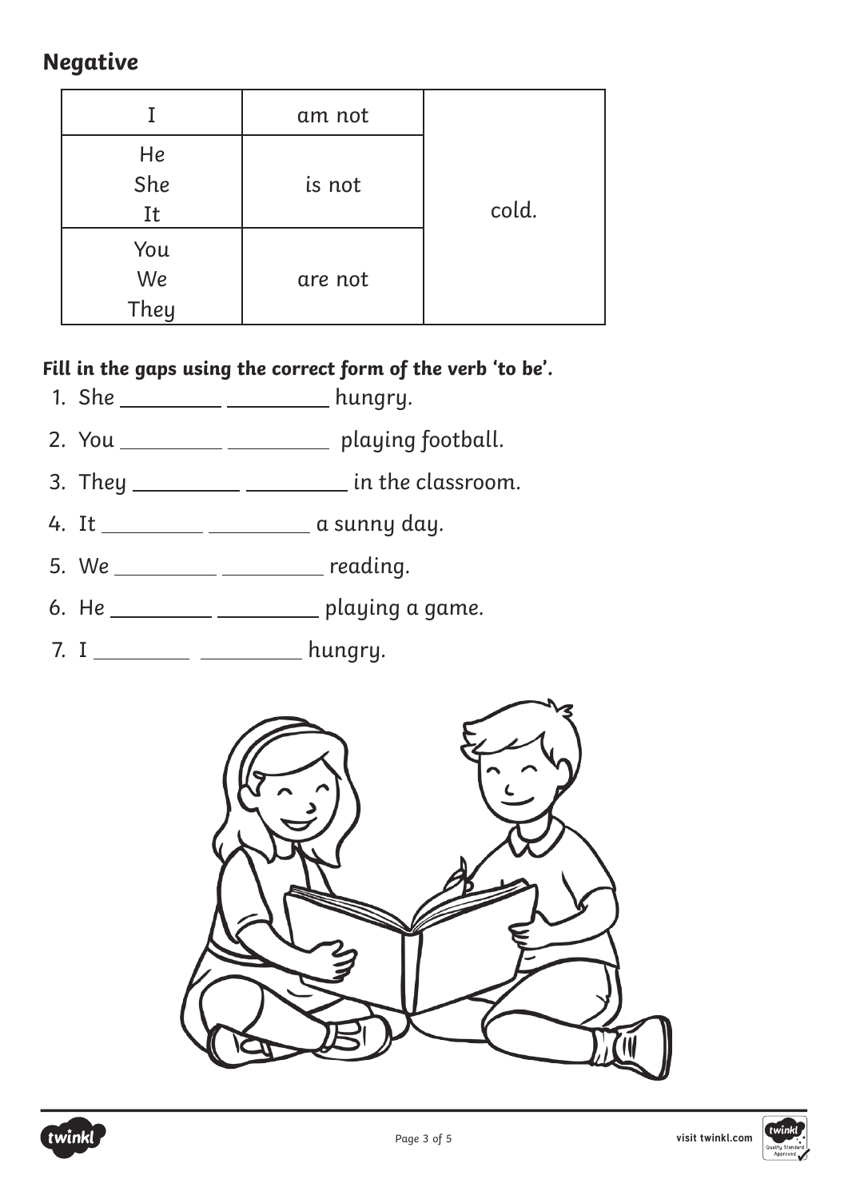## Negative

| I | am not | cold. |
| --- | --- | --- |
| He<br>She<br>It | is not | |
| You<br>We<br>They | are not | |

**Fill in the gaps using the correct form of the verb 'to be'.**

1. She __________ __________ hungry.
2. You __________ __________ playing football.
3. They __________ __________ in the classroom.
4. It __________ __________ a sunny day.
5. We __________ __________ reading.
6. He __________ __________ playing a game.
7. I __________ __________ hungry.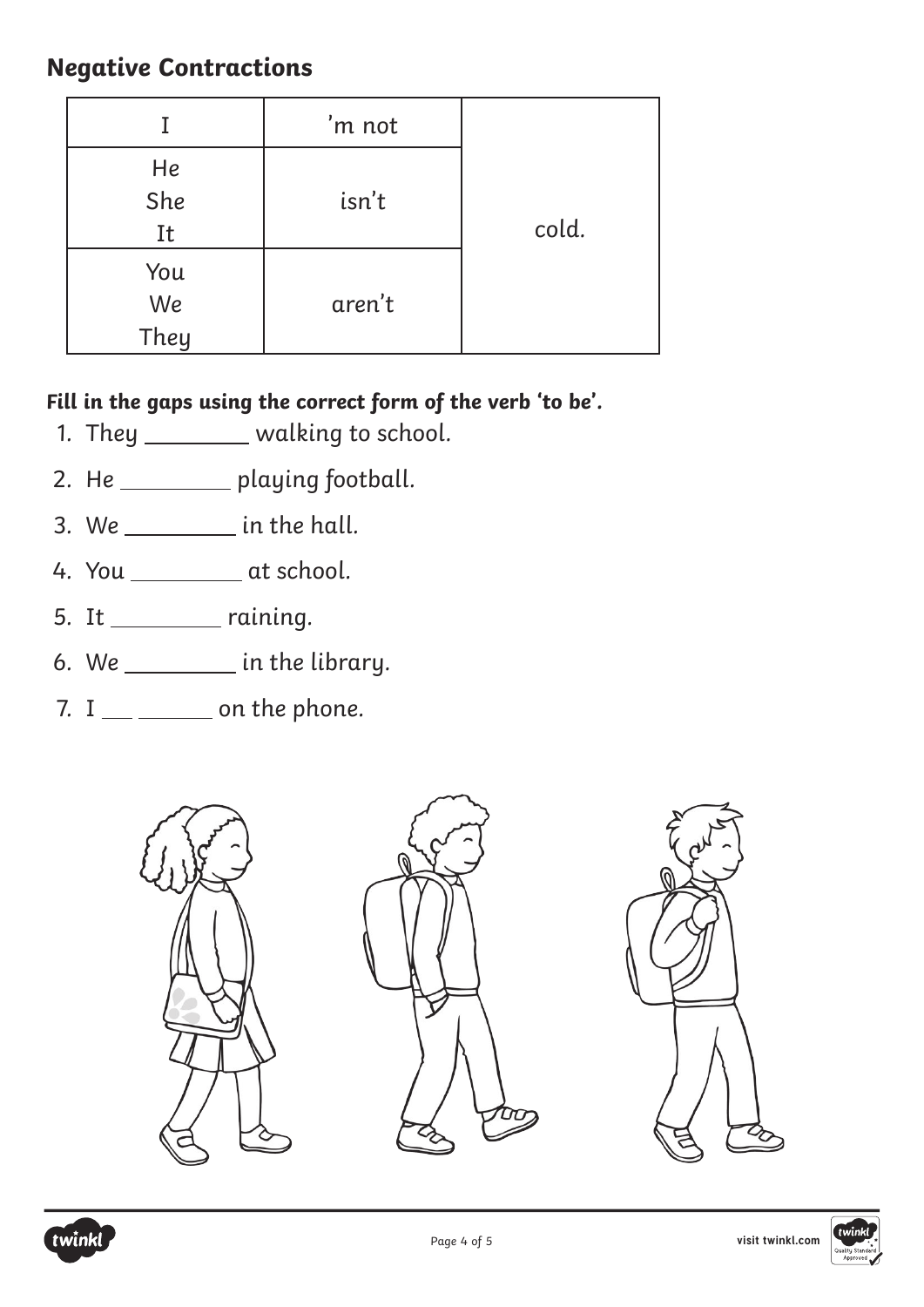## Negative Contractions

| | | |
|---|---|---|
| I | 'm not | cold. |
| He<br>She<br>It | isn't | |
| You<br>We<br>They | aren't | |

**Fill in the gaps using the correct form of the verb 'to be'.**

1. They _________ walking to school.
2. He _________ playing football.
3. We _________ in the hall.
4. You _________ at school.
5. It _________ raining.
6. We _________ in the library.
7. I ___ ______ on the phone.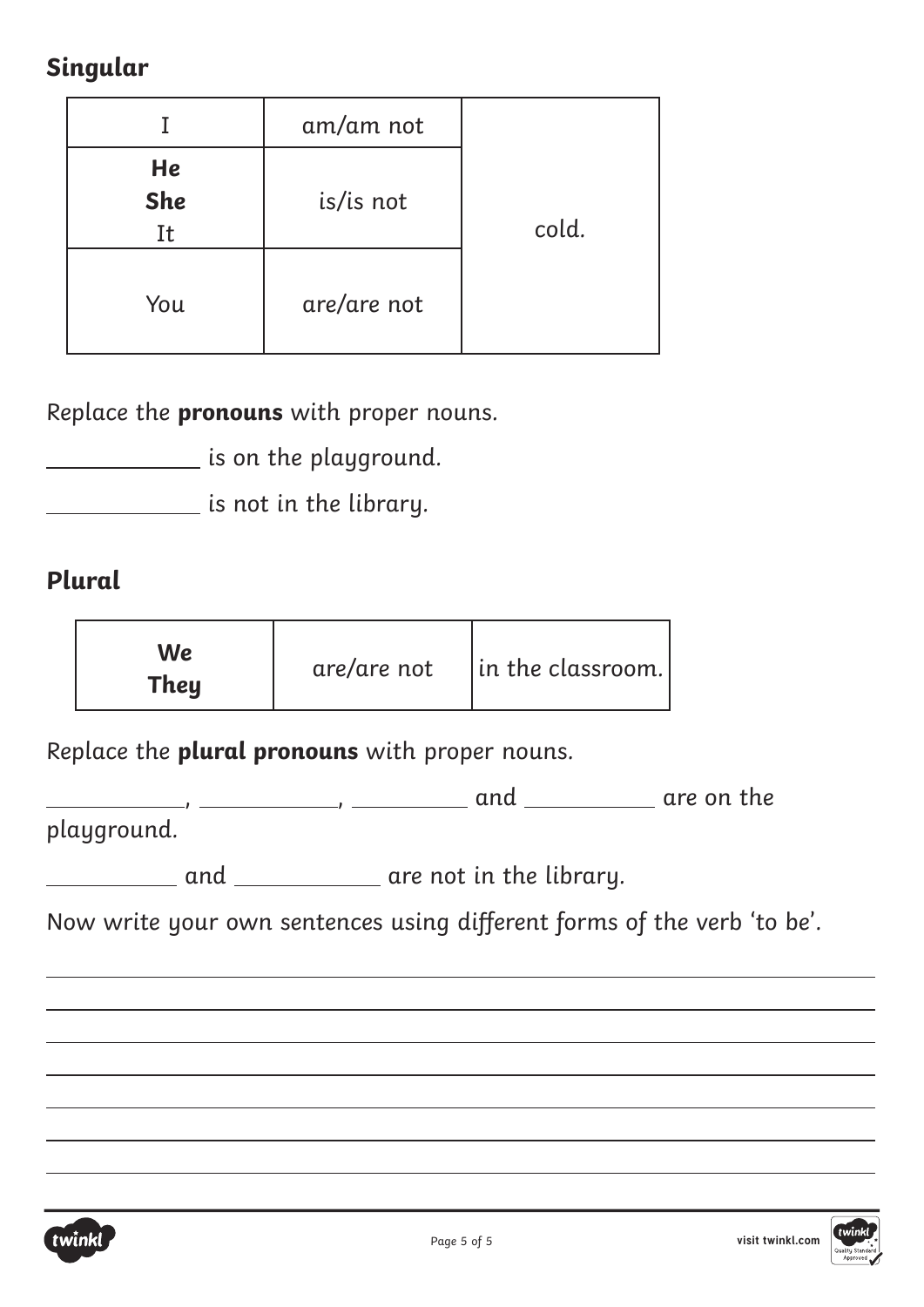## Singular

| | | |
|---|---|---|
| I | am/am not | cold. |
| **He**<br>**She**<br>It | is/is not | |
| You | are/are not | |

Replace the **pronouns** with proper nouns.

\_\_\_\_\_\_\_\_\_\_ is on the playground.

\_\_\_\_\_\_\_\_\_\_ is not in the library.

## Plural

| | | |
|---|---|---|
| **We**<br>**They** | are/are not | in the classroom. |

Replace the **plural pronouns** with proper nouns.

\_\_\_\_\_\_\_\_\_\_, \_\_\_\_\_\_\_\_\_\_, \_\_\_\_\_\_\_\_\_\_ and \_\_\_\_\_\_\_\_\_\_ are on the playground.

\_\_\_\_\_\_\_\_\_\_ and \_\_\_\_\_\_\_\_\_\_ are not in the library.

Now write your own sentences using different forms of the verb 'to be'.

\_\_\_\_\_\_\_\_\_\_\_\_\_\_\_\_\_\_\_\_\_\_\_\_\_\_\_\_\_\_\_\_\_\_\_\_\_\_\_\_\_\_\_\_\_\_\_\_\_\_\_\_\_\_\_\_\_\_\_\_

\_\_\_\_\_\_\_\_\_\_\_\_\_\_\_\_\_\_\_\_\_\_\_\_\_\_\_\_\_\_\_\_\_\_\_\_\_\_\_\_\_\_\_\_\_\_\_\_\_\_\_\_\_\_\_\_\_\_\_\_

\_\_\_\_\_\_\_\_\_\_\_\_\_\_\_\_\_\_\_\_\_\_\_\_\_\_\_\_\_\_\_\_\_\_\_\_\_\_\_\_\_\_\_\_\_\_\_\_\_\_\_\_\_\_\_\_\_\_\_\_

\_\_\_\_\_\_\_\_\_\_\_\_\_\_\_\_\_\_\_\_\_\_\_\_\_\_\_\_\_\_\_\_\_\_\_\_\_\_\_\_\_\_\_\_\_\_\_\_\_\_\_\_\_\_\_\_\_\_\_\_

\_\_\_\_\_\_\_\_\_\_\_\_\_\_\_\_\_\_\_\_\_\_\_\_\_\_\_\_\_\_\_\_\_\_\_\_\_\_\_\_\_\_\_\_\_\_\_\_\_\_\_\_\_\_\_\_\_\_\_\_

\_\_\_\_\_\_\_\_\_\_\_\_\_\_\_\_\_\_\_\_\_\_\_\_\_\_\_\_\_\_\_\_\_\_\_\_\_\_\_\_\_\_\_\_\_\_\_\_\_\_\_\_\_\_\_\_\_\_\_\_

\_\_\_\_\_\_\_\_\_\_\_\_\_\_\_\_\_\_\_\_\_\_\_\_\_\_\_\_\_\_\_\_\_\_\_\_\_\_\_\_\_\_\_\_\_\_\_\_\_\_\_\_\_\_\_\_\_\_\_\_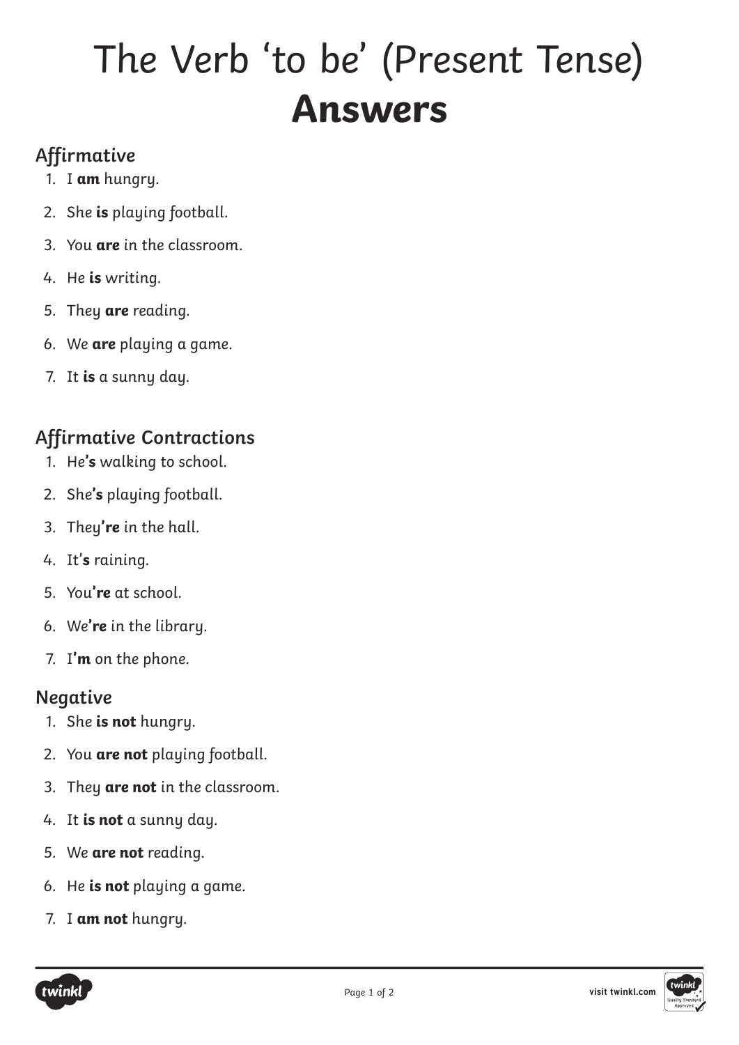# The Verb 'to be' (Present Tense) **Answers**

## Affirmative

1. I **am** hungry.
2. She **is** playing football.
3. You **are** in the classroom.
4. He **is** writing.
5. They **are** reading.
6. We **are** playing a game.
7. It **is** a sunny day.

## Affirmative Contractions

1. He**'s** walking to school.
2. She**'s** playing football.
3. They**'re** in the hall.
4. It'**s** raining.
5. You**'re** at school.
6. We**'re** in the library.
7. I**'m** on the phone.

## Negative

1. She **is not** hungry.
2. You **are not** playing football.
3. They **are not** in the classroom.
4. It **is not** a sunny day.
5. We **are not** reading.
6. He **is not** playing a game.
7. I **am not** hungry.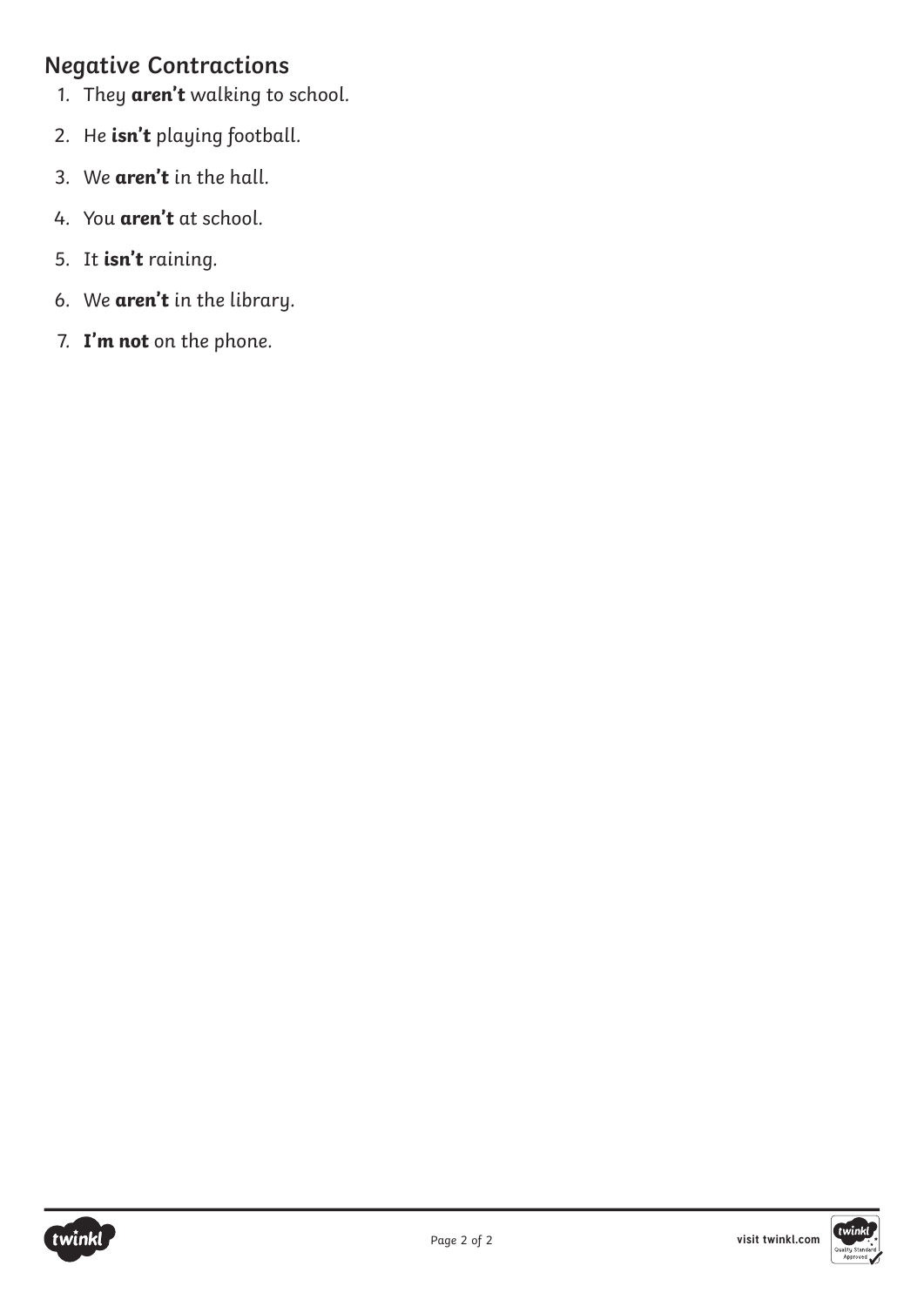## Negative Contractions

1. They **aren't** walking to school.
2. He **isn't** playing football.
3. We **aren't** in the hall.
4. You **aren't** at school.
5. It **isn't** raining.
6. We **aren't** in the library.
7. **I'm not** on the phone.